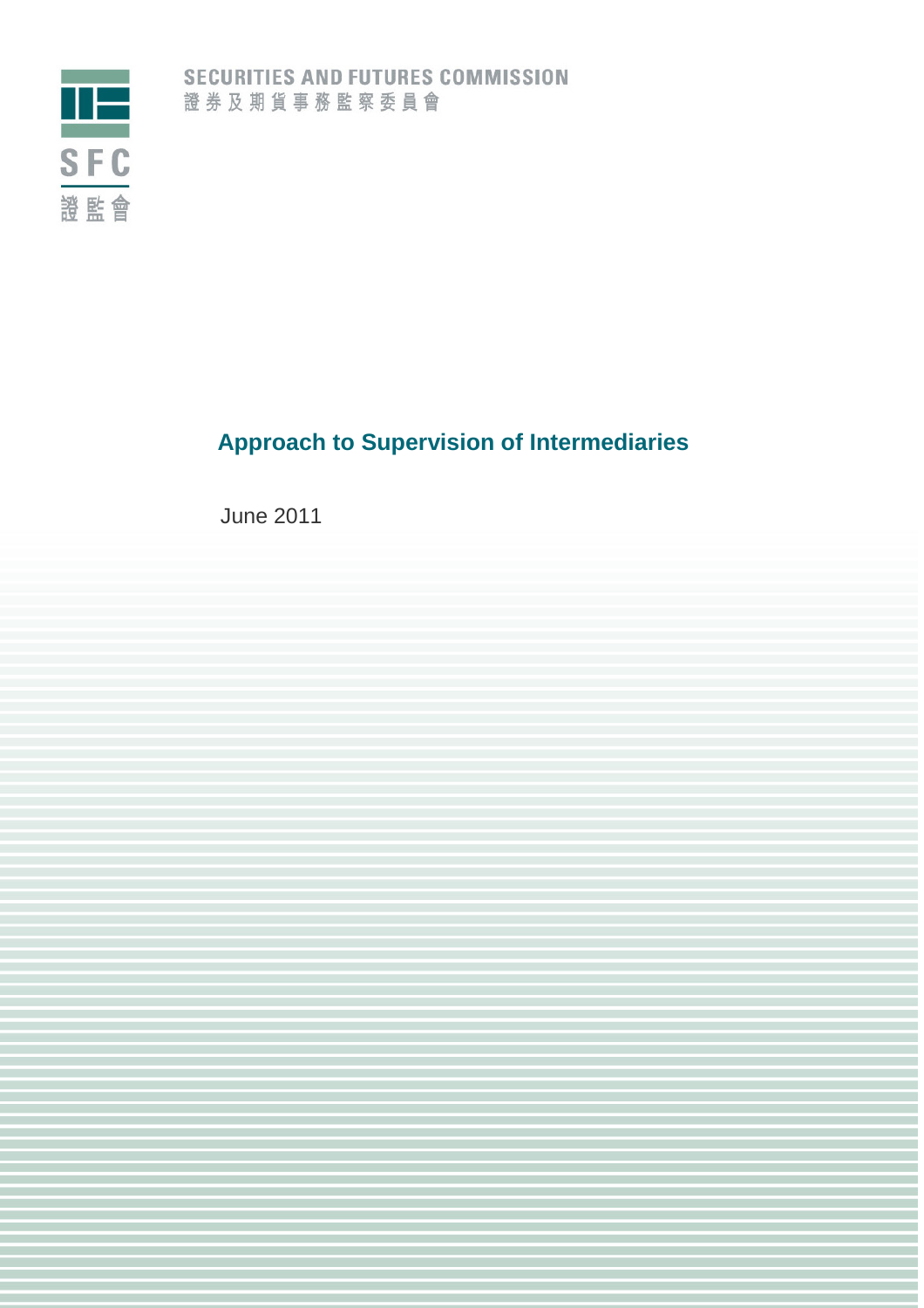SECURITIES AND FUTURES COMMISSION
證券及期貨事務監察委員會

SFC
證監會

# Approach to Supervision of Intermediaries

June 2011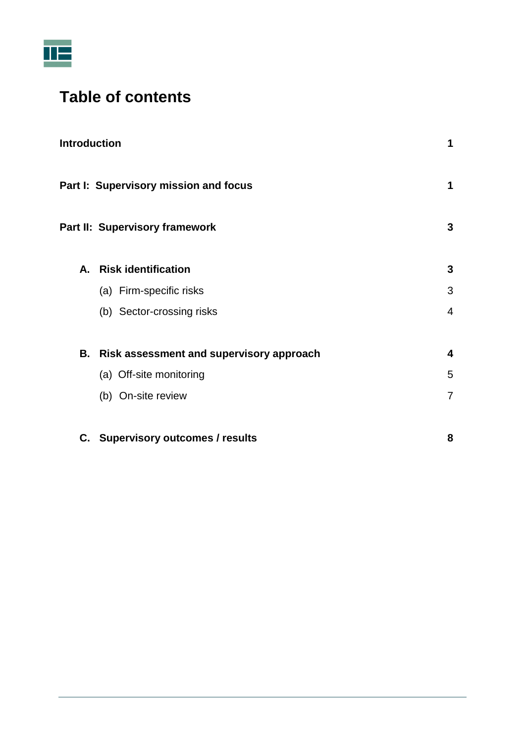# Table of contents

| | |
|---|---|
| **Introduction** | **1** |
| **Part I: Supervisory mission and focus** | **1** |
| **Part II: Supervisory framework** | **3** |
| **A. Risk identification** | **3** |
| (a) Firm-specific risks | 3 |
| (b) Sector-crossing risks | 4 |
| **B. Risk assessment and supervisory approach** | **4** |
| (a) Off-site monitoring | 5 |
| (b) On-site review | 7 |
| **C. Supervisory outcomes / results** | **8** |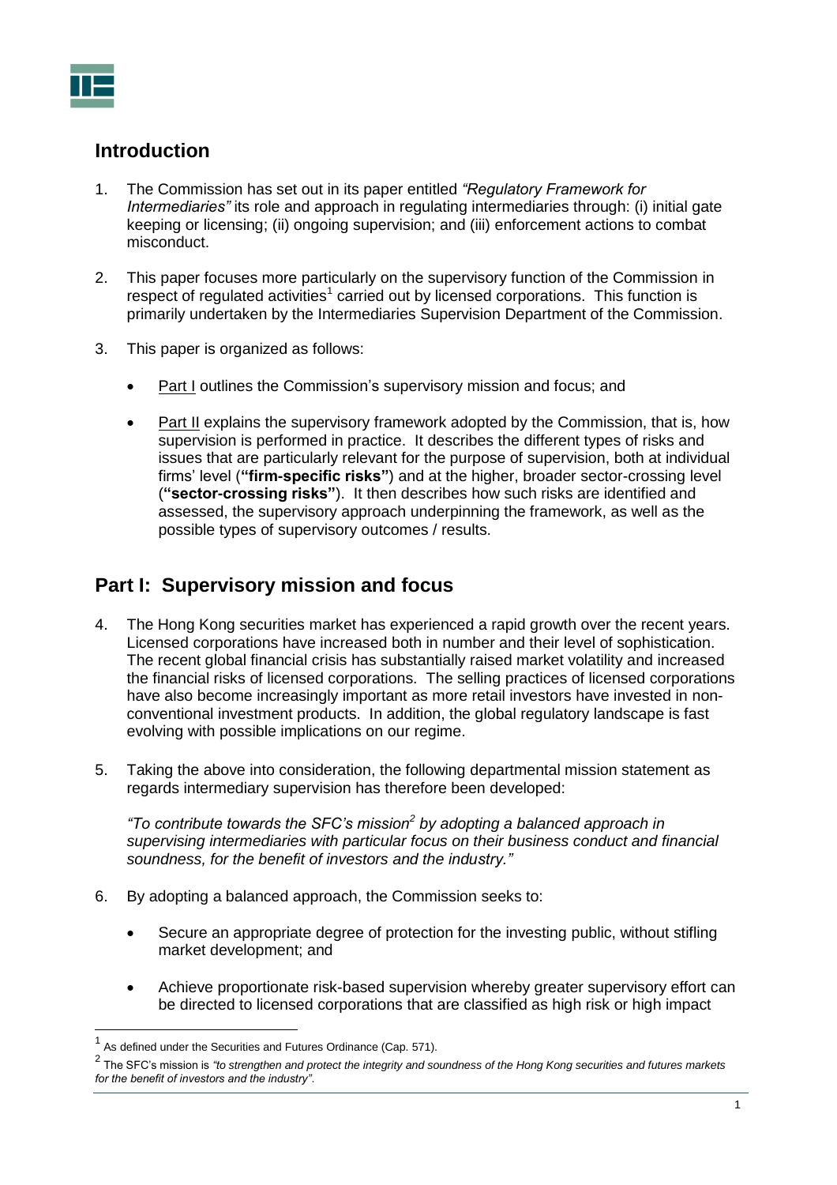## Introduction

1. The Commission has set out in its paper entitled *"Regulatory Framework for Intermediaries"* its role and approach in regulating intermediaries through: (i) initial gate keeping or licensing; (ii) ongoing supervision; and (iii) enforcement actions to combat misconduct.

2. This paper focuses more particularly on the supervisory function of the Commission in respect of regulated activities[1] carried out by licensed corporations. This function is primarily undertaken by the Intermediaries Supervision Department of the Commission.

3. This paper is organized as follows:

   - Part I outlines the Commission's supervisory mission and focus; and

   - Part II explains the supervisory framework adopted by the Commission, that is, how supervision is performed in practice. It describes the different types of risks and issues that are particularly relevant for the purpose of supervision, both at individual firms' level (**"firm-specific risks"**) and at the higher, broader sector-crossing level (**"sector-crossing risks"**). It then describes how such risks are identified and assessed, the supervisory approach underpinning the framework, as well as the possible types of supervisory outcomes / results.

## Part I: Supervisory mission and focus

4. The Hong Kong securities market has experienced a rapid growth over the recent years. Licensed corporations have increased both in number and their level of sophistication. The recent global financial crisis has substantially raised market volatility and increased the financial risks of licensed corporations. The selling practices of licensed corporations have also become increasingly important as more retail investors have invested in non-conventional investment products. In addition, the global regulatory landscape is fast evolving with possible implications on our regime.

5. Taking the above into consideration, the following departmental mission statement as regards intermediary supervision has therefore been developed:

   *"To contribute towards the SFC's mission[2] by adopting a balanced approach in supervising intermediaries with particular focus on their business conduct and financial soundness, for the benefit of investors and the industry."*

6. By adopting a balanced approach, the Commission seeks to:

   - Secure an appropriate degree of protection for the investing public, without stifling market development; and

   - Achieve proportionate risk-based supervision whereby greater supervisory effort can be directed to licensed corporations that are classified as high risk or high impact

---

[1] As defined under the Securities and Futures Ordinance (Cap. 571).

[2] The SFC's mission is *"to strengthen and protect the integrity and soundness of the Hong Kong securities and futures markets for the benefit of investors and the industry"*.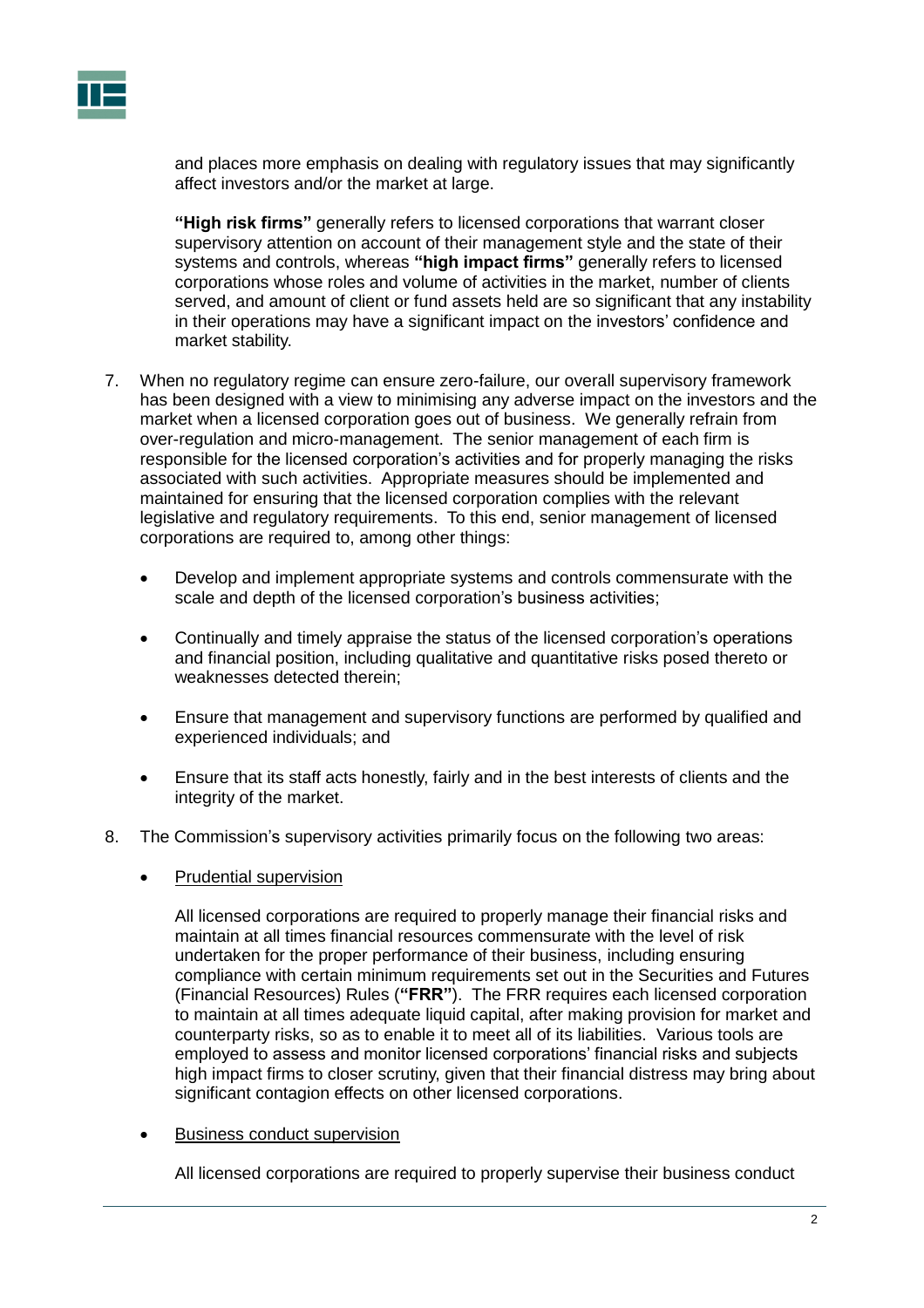and places more emphasis on dealing with regulatory issues that may significantly affect investors and/or the market at large.

**"High risk firms"** generally refers to licensed corporations that warrant closer supervisory attention on account of their management style and the state of their systems and controls, whereas **"high impact firms"** generally refers to licensed corporations whose roles and volume of activities in the market, number of clients served, and amount of client or fund assets held are so significant that any instability in their operations may have a significant impact on the investors' confidence and market stability.

7. When no regulatory regime can ensure zero-failure, our overall supervisory framework has been designed with a view to minimising any adverse impact on the investors and the market when a licensed corporation goes out of business. We generally refrain from over-regulation and micro-management. The senior management of each firm is responsible for the licensed corporation's activities and for properly managing the risks associated with such activities. Appropriate measures should be implemented and maintained for ensuring that the licensed corporation complies with the relevant legislative and regulatory requirements. To this end, senior management of licensed corporations are required to, among other things:

   - Develop and implement appropriate systems and controls commensurate with the scale and depth of the licensed corporation's business activities;
   - Continually and timely appraise the status of the licensed corporation's operations and financial position, including qualitative and quantitative risks posed thereto or weaknesses detected therein;
   - Ensure that management and supervisory functions are performed by qualified and experienced individuals; and
   - Ensure that its staff acts honestly, fairly and in the best interests of clients and the integrity of the market.

8. The Commission's supervisory activities primarily focus on the following two areas:

   - Prudential supervision

     All licensed corporations are required to properly manage their financial risks and maintain at all times financial resources commensurate with the level of risk undertaken for the proper performance of their business, including ensuring compliance with certain minimum requirements set out in the Securities and Futures (Financial Resources) Rules (**"FRR"**). The FRR requires each licensed corporation to maintain at all times adequate liquid capital, after making provision for market and counterparty risks, so as to enable it to meet all of its liabilities. Various tools are employed to assess and monitor licensed corporations' financial risks and subjects high impact firms to closer scrutiny, given that their financial distress may bring about significant contagion effects on other licensed corporations.

   - Business conduct supervision

     All licensed corporations are required to properly supervise their business conduct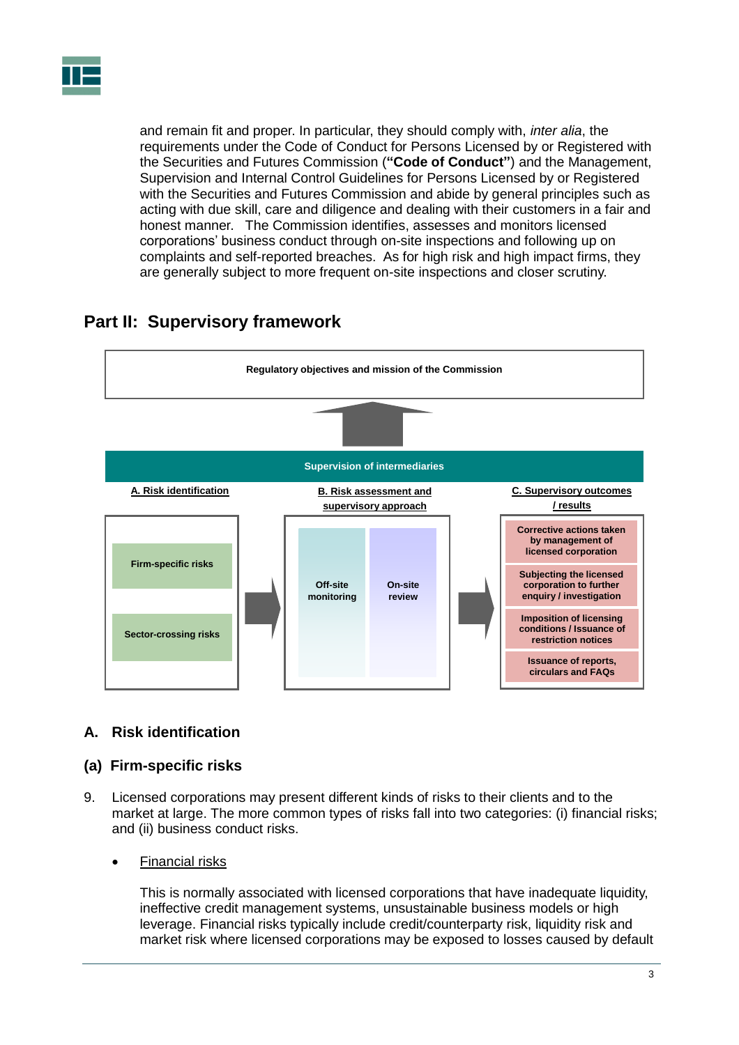and remain fit and proper. In particular, they should comply with, *inter alia*, the requirements under the Code of Conduct for Persons Licensed by or Registered with the Securities and Futures Commission (**"Code of Conduct"**) and the Management, Supervision and Internal Control Guidelines for Persons Licensed by or Registered with the Securities and Futures Commission and abide by general principles such as acting with due skill, care and diligence and dealing with their customers in a fair and honest manner. The Commission identifies, assesses and monitors licensed corporations' business conduct through on-site inspections and following up on complaints and self-reported breaches. As for high risk and high impact firms, they are generally subject to more frequent on-site inspections and closer scrutiny.

## Part II: Supervisory framework

**Regulatory objectives and mission of the Commission**

**Supervision of intermediaries**

| A. Risk identification | B. Risk assessment and supervisory approach | C. Supervisory outcomes / results |
|---|---|---|
| Firm-specific risks | Off-site monitoring | Corrective actions taken by management of licensed corporation |
| Sector-crossing risks | On-site review | Subjecting the licensed corporation to further enquiry / investigation |
| | | Imposition of licensing conditions / Issuance of restriction notices |
| | | Issuance of reports, circulars and FAQs |

## A. Risk identification

### (a) Firm-specific risks

9. Licensed corporations may present different kinds of risks to their clients and to the market at large. The more common types of risks fall into two categories: (i) financial risks; and (ii) business conduct risks.

   - Financial risks

     This is normally associated with licensed corporations that have inadequate liquidity, ineffective credit management systems, unsustainable business models or high leverage. Financial risks typically include credit/counterparty risk, liquidity risk and market risk where licensed corporations may be exposed to losses caused by default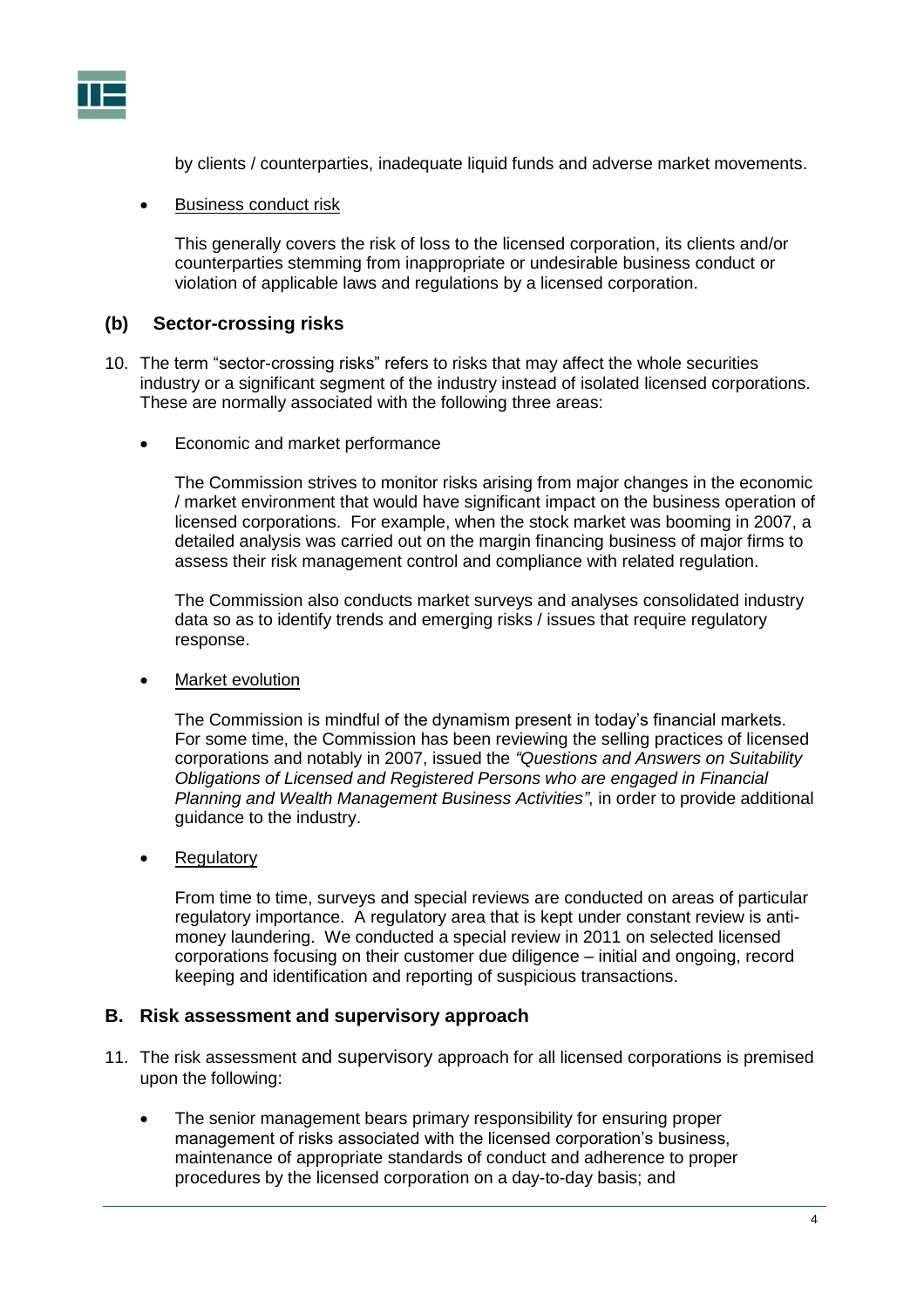by clients / counterparties, inadequate liquid funds and adverse market movements.

- Business conduct risk

  This generally covers the risk of loss to the licensed corporation, its clients and/or counterparties stemming from inappropriate or undesirable business conduct or violation of applicable laws and regulations by a licensed corporation.

### (b) Sector-crossing risks

10. The term "sector-crossing risks" refers to risks that may affect the whole securities industry or a significant segment of the industry instead of isolated licensed corporations. These are normally associated with the following three areas:

    - Economic and market performance

      The Commission strives to monitor risks arising from major changes in the economic / market environment that would have significant impact on the business operation of licensed corporations. For example, when the stock market was booming in 2007, a detailed analysis was carried out on the margin financing business of major firms to assess their risk management control and compliance with related regulation.

      The Commission also conducts market surveys and analyses consolidated industry data so as to identify trends and emerging risks / issues that require regulatory response.

    - Market evolution

      The Commission is mindful of the dynamism present in today's financial markets. For some time, the Commission has been reviewing the selling practices of licensed corporations and notably in 2007, issued the *"Questions and Answers on Suitability Obligations of Licensed and Registered Persons who are engaged in Financial Planning and Wealth Management Business Activities"*, in order to provide additional guidance to the industry.

    - Regulatory

      From time to time, surveys and special reviews are conducted on areas of particular regulatory importance. A regulatory area that is kept under constant review is anti-money laundering. We conducted a special review in 2011 on selected licensed corporations focusing on their customer due diligence – initial and ongoing, record keeping and identification and reporting of suspicious transactions.

## B. Risk assessment and supervisory approach

11. The risk assessment and supervisory approach for all licensed corporations is premised upon the following:

    - The senior management bears primary responsibility for ensuring proper management of risks associated with the licensed corporation's business, maintenance of appropriate standards of conduct and adherence to proper procedures by the licensed corporation on a day-to-day basis; and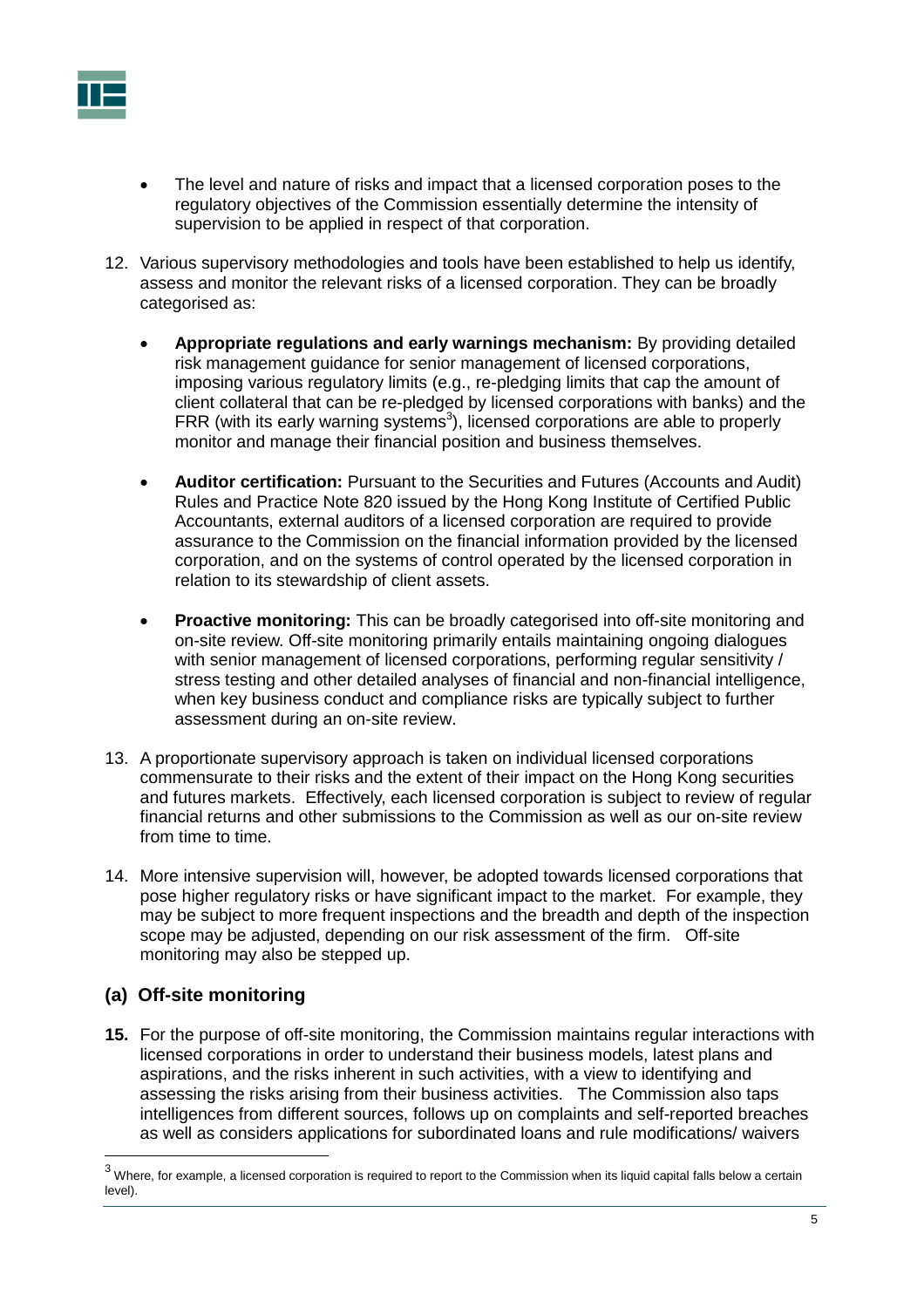- The level and nature of risks and impact that a licensed corporation poses to the regulatory objectives of the Commission essentially determine the intensity of supervision to be applied in respect of that corporation.

12. Various supervisory methodologies and tools have been established to help us identify, assess and monitor the relevant risks of a licensed corporation. They can be broadly categorised as:

    - **Appropriate regulations and early warnings mechanism:** By providing detailed risk management guidance for senior management of licensed corporations, imposing various regulatory limits (e.g., re-pledging limits that cap the amount of client collateral that can be re-pledged by licensed corporations with banks) and the FRR (with its early warning systems[3]), licensed corporations are able to properly monitor and manage their financial position and business themselves.

    - **Auditor certification:** Pursuant to the Securities and Futures (Accounts and Audit) Rules and Practice Note 820 issued by the Hong Kong Institute of Certified Public Accountants, external auditors of a licensed corporation are required to provide assurance to the Commission on the financial information provided by the licensed corporation, and on the systems of control operated by the licensed corporation in relation to its stewardship of client assets.

    - **Proactive monitoring:** This can be broadly categorised into off-site monitoring and on-site review. Off-site monitoring primarily entails maintaining ongoing dialogues with senior management of licensed corporations, performing regular sensitivity / stress testing and other detailed analyses of financial and non-financial intelligence, when key business conduct and compliance risks are typically subject to further assessment during an on-site review.

13. A proportionate supervisory approach is taken on individual licensed corporations commensurate to their risks and the extent of their impact on the Hong Kong securities and futures markets. Effectively, each licensed corporation is subject to review of regular financial returns and other submissions to the Commission as well as our on-site review from time to time.

14. More intensive supervision will, however, be adopted towards licensed corporations that pose higher regulatory risks or have significant impact to the market. For example, they may be subject to more frequent inspections and the breadth and depth of the inspection scope may be adjusted, depending on our risk assessment of the firm. Off-site monitoring may also be stepped up.

## (a) Off-site monitoring

**15.** For the purpose of off-site monitoring, the Commission maintains regular interactions with licensed corporations in order to understand their business models, latest plans and aspirations, and the risks inherent in such activities, with a view to identifying and assessing the risks arising from their business activities. The Commission also taps intelligences from different sources, follows up on complaints and self-reported breaches as well as considers applications for subordinated loans and rule modifications/ waivers

---

[3] Where, for example, a licensed corporation is required to report to the Commission when its liquid capital falls below a certain level).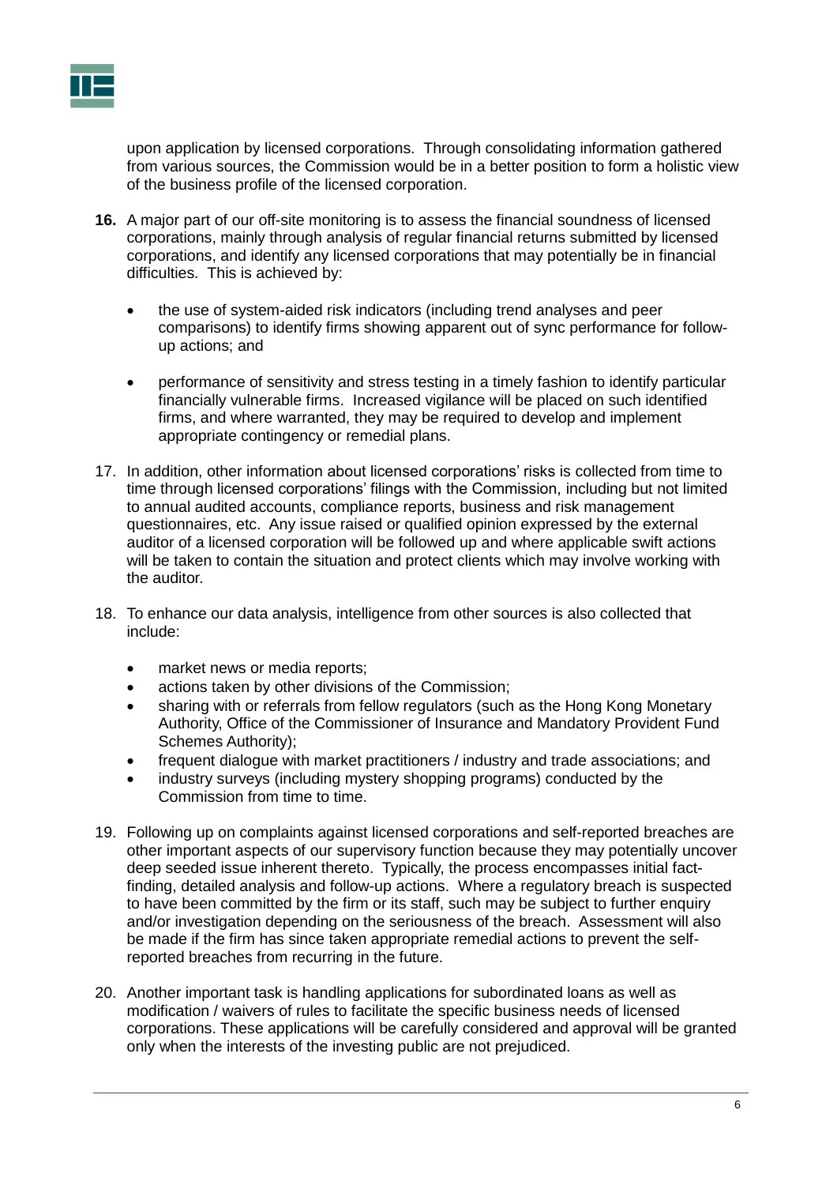upon application by licensed corporations. Through consolidating information gathered from various sources, the Commission would be in a better position to form a holistic view of the business profile of the licensed corporation.

**16.** A major part of our off-site monitoring is to assess the financial soundness of licensed corporations, mainly through analysis of regular financial returns submitted by licensed corporations, and identify any licensed corporations that may potentially be in financial difficulties. This is achieved by:

- the use of system-aided risk indicators (including trend analyses and peer comparisons) to identify firms showing apparent out of sync performance for follow-up actions; and
- performance of sensitivity and stress testing in a timely fashion to identify particular financially vulnerable firms. Increased vigilance will be placed on such identified firms, and where warranted, they may be required to develop and implement appropriate contingency or remedial plans.

17. In addition, other information about licensed corporations' risks is collected from time to time through licensed corporations' filings with the Commission, including but not limited to annual audited accounts, compliance reports, business and risk management questionnaires, etc. Any issue raised or qualified opinion expressed by the external auditor of a licensed corporation will be followed up and where applicable swift actions will be taken to contain the situation and protect clients which may involve working with the auditor.

18. To enhance our data analysis, intelligence from other sources is also collected that include:

- market news or media reports;
- actions taken by other divisions of the Commission;
- sharing with or referrals from fellow regulators (such as the Hong Kong Monetary Authority, Office of the Commissioner of Insurance and Mandatory Provident Fund Schemes Authority);
- frequent dialogue with market practitioners / industry and trade associations; and
- industry surveys (including mystery shopping programs) conducted by the Commission from time to time.

19. Following up on complaints against licensed corporations and self-reported breaches are other important aspects of our supervisory function because they may potentially uncover deep seeded issue inherent thereto. Typically, the process encompasses initial fact-finding, detailed analysis and follow-up actions. Where a regulatory breach is suspected to have been committed by the firm or its staff, such may be subject to further enquiry and/or investigation depending on the seriousness of the breach. Assessment will also be made if the firm has since taken appropriate remedial actions to prevent the self-reported breaches from recurring in the future.

20. Another important task is handling applications for subordinated loans as well as modification / waivers of rules to facilitate the specific business needs of licensed corporations. These applications will be carefully considered and approval will be granted only when the interests of the investing public are not prejudiced.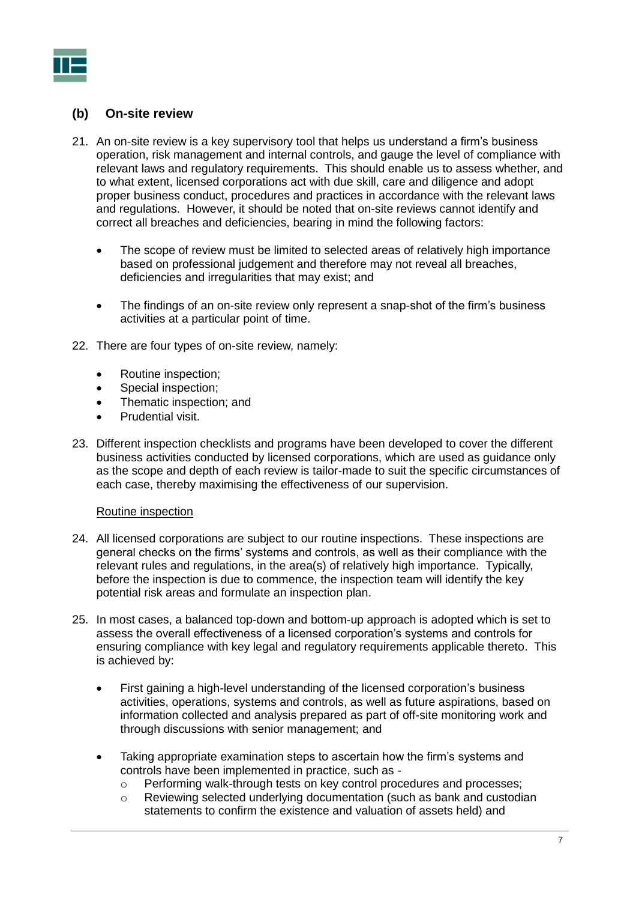## (b) On-site review

21. An on-site review is a key supervisory tool that helps us understand a firm's business operation, risk management and internal controls, and gauge the level of compliance with relevant laws and regulatory requirements. This should enable us to assess whether, and to what extent, licensed corporations act with due skill, care and diligence and adopt proper business conduct, procedures and practices in accordance with the relevant laws and regulations. However, it should be noted that on-site reviews cannot identify and correct all breaches and deficiencies, bearing in mind the following factors:

    - The scope of review must be limited to selected areas of relatively high importance based on professional judgement and therefore may not reveal all breaches, deficiencies and irregularities that may exist; and

    - The findings of an on-site review only represent a snap-shot of the firm's business activities at a particular point of time.

22. There are four types of on-site review, namely:

    - Routine inspection;
    - Special inspection;
    - Thematic inspection; and
    - Prudential visit.

23. Different inspection checklists and programs have been developed to cover the different business activities conducted by licensed corporations, which are used as guidance only as the scope and depth of each review is tailor-made to suit the specific circumstances of each case, thereby maximising the effectiveness of our supervision.

<u>Routine inspection</u>

24. All licensed corporations are subject to our routine inspections. These inspections are general checks on the firms' systems and controls, as well as their compliance with the relevant rules and regulations, in the area(s) of relatively high importance. Typically, before the inspection is due to commence, the inspection team will identify the key potential risk areas and formulate an inspection plan.

25. In most cases, a balanced top-down and bottom-up approach is adopted which is set to assess the overall effectiveness of a licensed corporation's systems and controls for ensuring compliance with key legal and regulatory requirements applicable thereto. This is achieved by:

    - First gaining a high-level understanding of the licensed corporation's business activities, operations, systems and controls, as well as future aspirations, based on information collected and analysis prepared as part of off-site monitoring work and through discussions with senior management; and

    - Taking appropriate examination steps to ascertain how the firm's systems and controls have been implemented in practice, such as -
        - Performing walk-through tests on key control procedures and processes;
        - Reviewing selected underlying documentation (such as bank and custodian statements to confirm the existence and valuation of assets held) and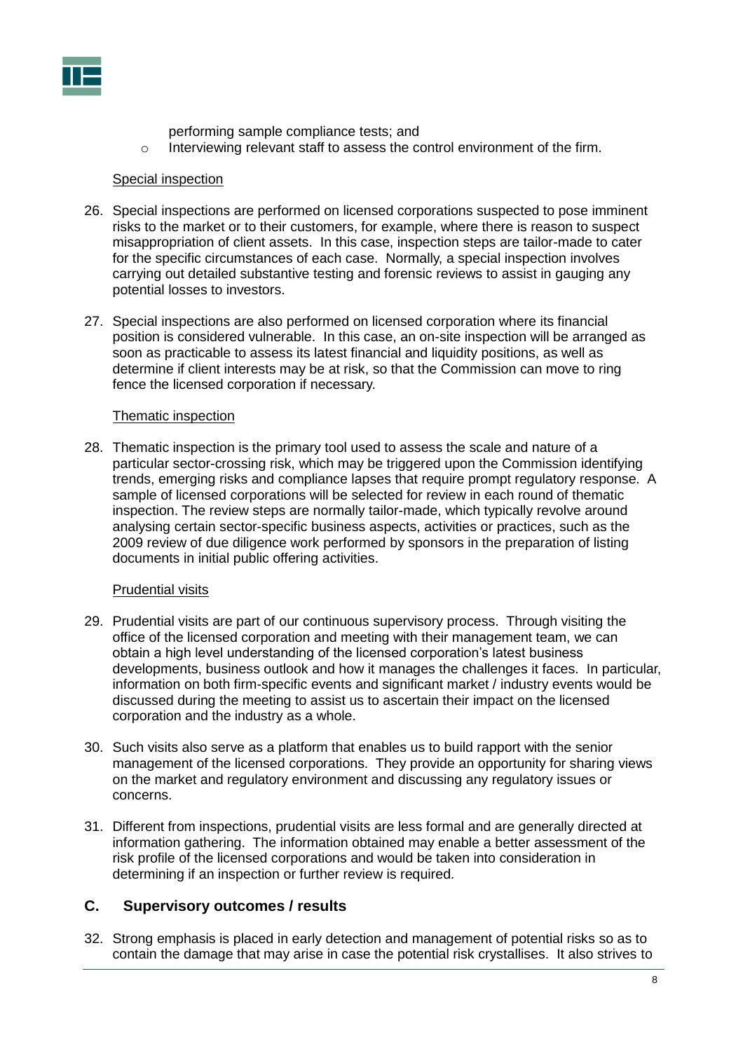performing sample compliance tests; and

- Interviewing relevant staff to assess the control environment of the firm.

Special inspection

26. Special inspections are performed on licensed corporations suspected to pose imminent risks to the market or to their customers, for example, where there is reason to suspect misappropriation of client assets. In this case, inspection steps are tailor-made to cater for the specific circumstances of each case. Normally, a special inspection involves carrying out detailed substantive testing and forensic reviews to assist in gauging any potential losses to investors.

27. Special inspections are also performed on licensed corporation where its financial position is considered vulnerable. In this case, an on-site inspection will be arranged as soon as practicable to assess its latest financial and liquidity positions, as well as determine if client interests may be at risk, so that the Commission can move to ring fence the licensed corporation if necessary.

Thematic inspection

28. Thematic inspection is the primary tool used to assess the scale and nature of a particular sector-crossing risk, which may be triggered upon the Commission identifying trends, emerging risks and compliance lapses that require prompt regulatory response. A sample of licensed corporations will be selected for review in each round of thematic inspection. The review steps are normally tailor-made, which typically revolve around analysing certain sector-specific business aspects, activities or practices, such as the 2009 review of due diligence work performed by sponsors in the preparation of listing documents in initial public offering activities.

Prudential visits

29. Prudential visits are part of our continuous supervisory process. Through visiting the office of the licensed corporation and meeting with their management team, we can obtain a high level understanding of the licensed corporation's latest business developments, business outlook and how it manages the challenges it faces. In particular, information on both firm-specific events and significant market / industry events would be discussed during the meeting to assist us to ascertain their impact on the licensed corporation and the industry as a whole.

30. Such visits also serve as a platform that enables us to build rapport with the senior management of the licensed corporations. They provide an opportunity for sharing views on the market and regulatory environment and discussing any regulatory issues or concerns.

31. Different from inspections, prudential visits are less formal and are generally directed at information gathering. The information obtained may enable a better assessment of the risk profile of the licensed corporations and would be taken into consideration in determining if an inspection or further review is required.

## C. Supervisory outcomes / results

32. Strong emphasis is placed in early detection and management of potential risks so as to contain the damage that may arise in case the potential risk crystallises. It also strives to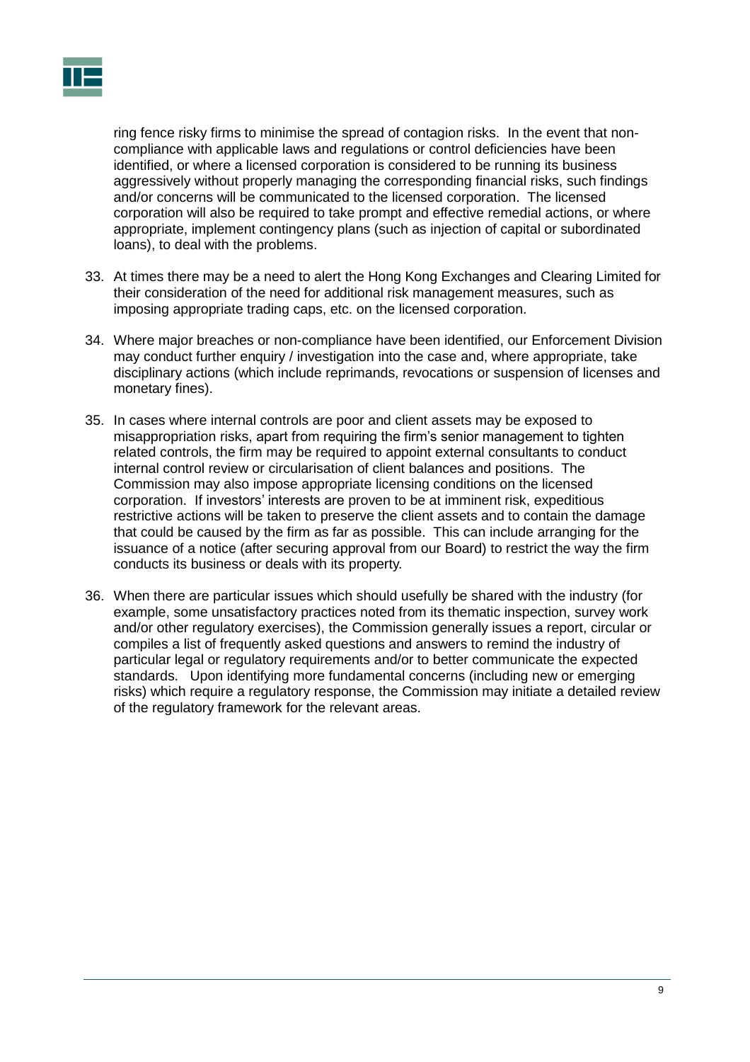ring fence risky firms to minimise the spread of contagion risks. In the event that non-compliance with applicable laws and regulations or control deficiencies have been identified, or where a licensed corporation is considered to be running its business aggressively without properly managing the corresponding financial risks, such findings and/or concerns will be communicated to the licensed corporation. The licensed corporation will also be required to take prompt and effective remedial actions, or where appropriate, implement contingency plans (such as injection of capital or subordinated loans), to deal with the problems.

33. At times there may be a need to alert the Hong Kong Exchanges and Clearing Limited for their consideration of the need for additional risk management measures, such as imposing appropriate trading caps, etc. on the licensed corporation.

34. Where major breaches or non-compliance have been identified, our Enforcement Division may conduct further enquiry / investigation into the case and, where appropriate, take disciplinary actions (which include reprimands, revocations or suspension of licenses and monetary fines).

35. In cases where internal controls are poor and client assets may be exposed to misappropriation risks, apart from requiring the firm's senior management to tighten related controls, the firm may be required to appoint external consultants to conduct internal control review or circularisation of client balances and positions. The Commission may also impose appropriate licensing conditions on the licensed corporation. If investors' interests are proven to be at imminent risk, expeditious restrictive actions will be taken to preserve the client assets and to contain the damage that could be caused by the firm as far as possible. This can include arranging for the issuance of a notice (after securing approval from our Board) to restrict the way the firm conducts its business or deals with its property.

36. When there are particular issues which should usefully be shared with the industry (for example, some unsatisfactory practices noted from its thematic inspection, survey work and/or other regulatory exercises), the Commission generally issues a report, circular or compiles a list of frequently asked questions and answers to remind the industry of particular legal or regulatory requirements and/or to better communicate the expected standards. Upon identifying more fundamental concerns (including new or emerging risks) which require a regulatory response, the Commission may initiate a detailed review of the regulatory framework for the relevant areas.